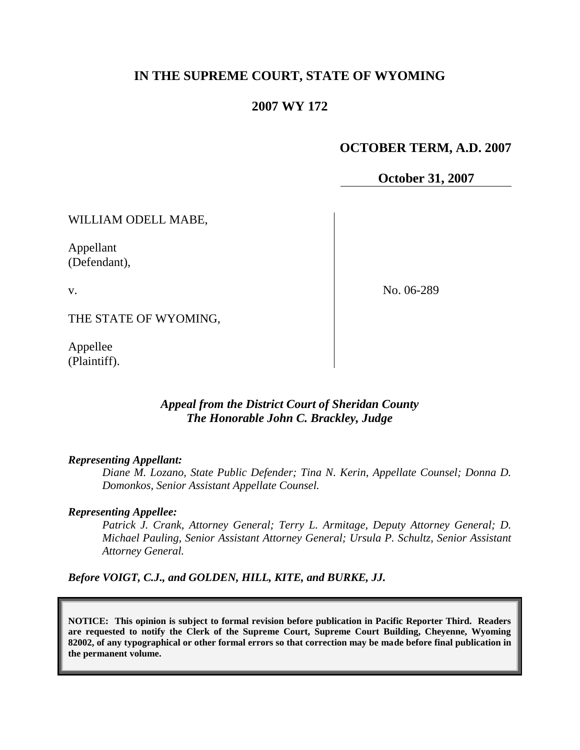# IN THE SUPREME COURT, STATE OF WYOMING

## 2007 WY 172

**OCTOBER TERM, A.D. 2007**

**October 31, 2007**

| | |
|---|---|
| WILLIAM ODELL MABE,<br><br>Appellant<br>(Defendant),<br><br>v.<br><br>THE STATE OF WYOMING,<br><br>Appellee<br>(Plaintiff). | No. 06-289 |

***Appeal from the District Court of Sheridan County***
***The Honorable John C. Brackley, Judge***

***Representing Appellant:***

*Diane M. Lozano, State Public Defender; Tina N. Kerin, Appellate Counsel; Donna D. Domonkos, Senior Assistant Appellate Counsel.*

***Representing Appellee:***

*Patrick J. Crank, Attorney General; Terry L. Armitage, Deputy Attorney General; D. Michael Pauling, Senior Assistant Attorney General; Ursula P. Schultz, Senior Assistant Attorney General.*

***Before VOIGT, C.J., and GOLDEN, HILL, KITE, and BURKE, JJ.***

**NOTICE: This opinion is subject to formal revision before publication in Pacific Reporter Third. Readers are requested to notify the Clerk of the Supreme Court, Supreme Court Building, Cheyenne, Wyoming 82002, of any typographical or other formal errors so that correction may be made before final publication in the permanent volume.**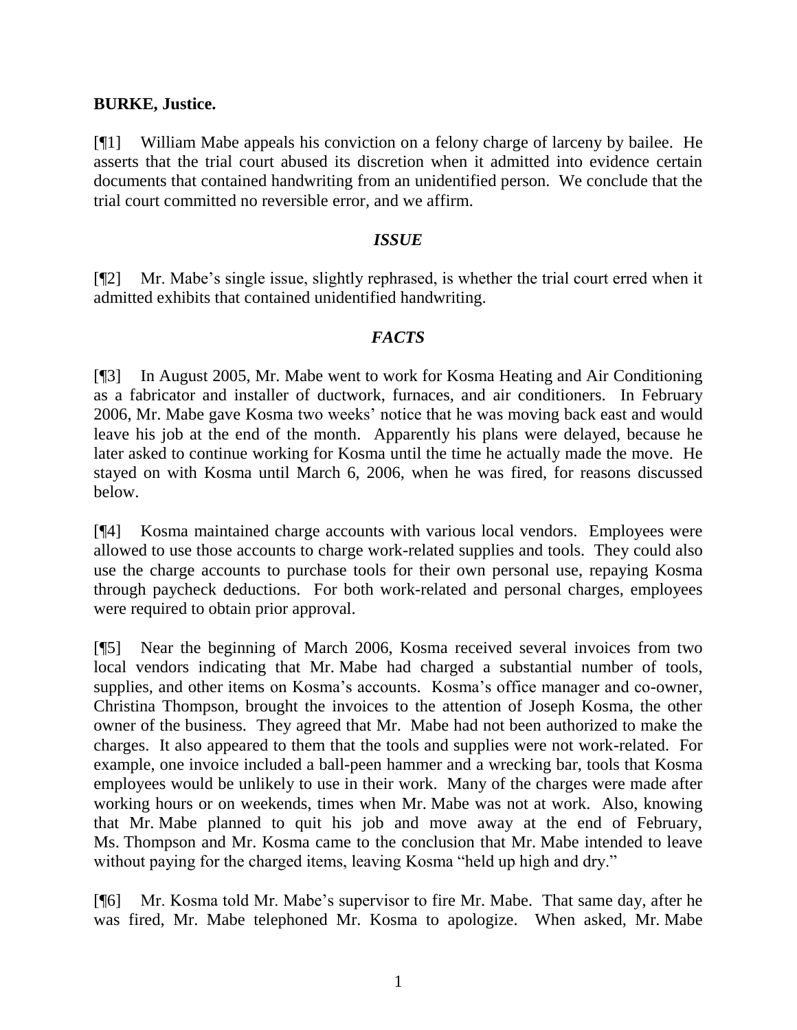**BURKE, Justice.**

[¶1] William Mabe appeals his conviction on a felony charge of larceny by bailee. He asserts that the trial court abused its discretion when it admitted into evidence certain documents that contained handwriting from an unidentified person. We conclude that the trial court committed no reversible error, and we affirm.

### *ISSUE*

[¶2] Mr. Mabe's single issue, slightly rephrased, is whether the trial court erred when it admitted exhibits that contained unidentified handwriting.

### *FACTS*

[¶3] In August 2005, Mr. Mabe went to work for Kosma Heating and Air Conditioning as a fabricator and installer of ductwork, furnaces, and air conditioners. In February 2006, Mr. Mabe gave Kosma two weeks' notice that he was moving back east and would leave his job at the end of the month. Apparently his plans were delayed, because he later asked to continue working for Kosma until the time he actually made the move. He stayed on with Kosma until March 6, 2006, when he was fired, for reasons discussed below.

[¶4] Kosma maintained charge accounts with various local vendors. Employees were allowed to use those accounts to charge work-related supplies and tools. They could also use the charge accounts to purchase tools for their own personal use, repaying Kosma through paycheck deductions. For both work-related and personal charges, employees were required to obtain prior approval.

[¶5] Near the beginning of March 2006, Kosma received several invoices from two local vendors indicating that Mr. Mabe had charged a substantial number of tools, supplies, and other items on Kosma's accounts. Kosma's office manager and co-owner, Christina Thompson, brought the invoices to the attention of Joseph Kosma, the other owner of the business. They agreed that Mr. Mabe had not been authorized to make the charges. It also appeared to them that the tools and supplies were not work-related. For example, one invoice included a ball-peen hammer and a wrecking bar, tools that Kosma employees would be unlikely to use in their work. Many of the charges were made after working hours or on weekends, times when Mr. Mabe was not at work. Also, knowing that Mr. Mabe planned to quit his job and move away at the end of February, Ms. Thompson and Mr. Kosma came to the conclusion that Mr. Mabe intended to leave without paying for the charged items, leaving Kosma "held up high and dry."

[¶6] Mr. Kosma told Mr. Mabe's supervisor to fire Mr. Mabe. That same day, after he was fired, Mr. Mabe telephoned Mr. Kosma to apologize. When asked, Mr. Mabe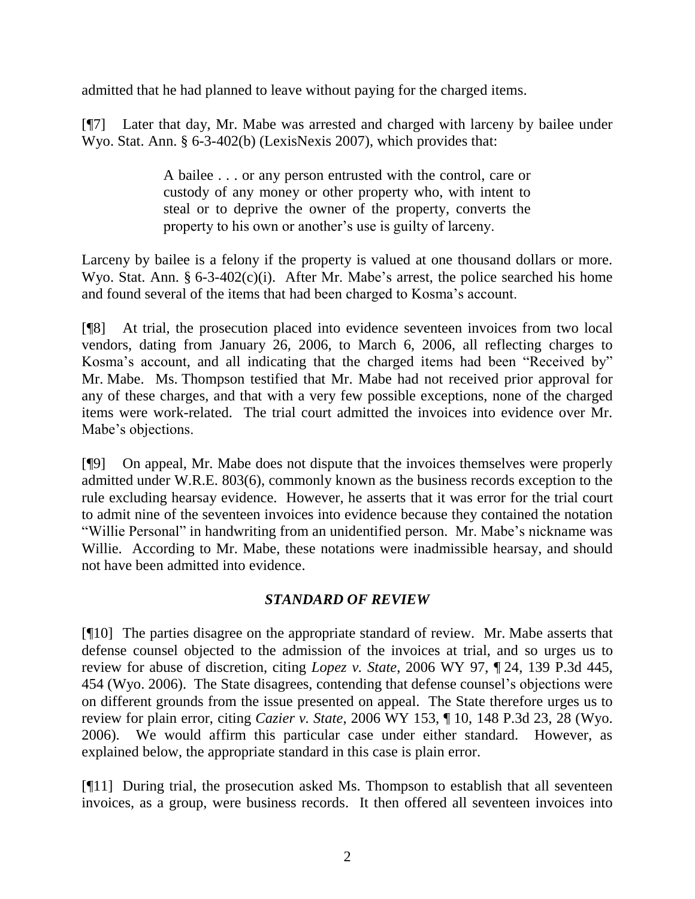admitted that he had planned to leave without paying for the charged items.

[¶7] Later that day, Mr. Mabe was arrested and charged with larceny by bailee under Wyo. Stat. Ann. § 6-3-402(b) (LexisNexis 2007), which provides that:

> A bailee . . . or any person entrusted with the control, care or custody of any money or other property who, with intent to steal or to deprive the owner of the property, converts the property to his own or another's use is guilty of larceny.

Larceny by bailee is a felony if the property is valued at one thousand dollars or more. Wyo. Stat. Ann. § 6-3-402(c)(i). After Mr. Mabe's arrest, the police searched his home and found several of the items that had been charged to Kosma's account.

[¶8] At trial, the prosecution placed into evidence seventeen invoices from two local vendors, dating from January 26, 2006, to March 6, 2006, all reflecting charges to Kosma's account, and all indicating that the charged items had been "Received by" Mr. Mabe. Ms. Thompson testified that Mr. Mabe had not received prior approval for any of these charges, and that with a very few possible exceptions, none of the charged items were work-related. The trial court admitted the invoices into evidence over Mr. Mabe's objections.

[¶9] On appeal, Mr. Mabe does not dispute that the invoices themselves were properly admitted under W.R.E. 803(6), commonly known as the business records exception to the rule excluding hearsay evidence. However, he asserts that it was error for the trial court to admit nine of the seventeen invoices into evidence because they contained the notation "Willie Personal" in handwriting from an unidentified person. Mr. Mabe's nickname was Willie. According to Mr. Mabe, these notations were inadmissible hearsay, and should not have been admitted into evidence.

## *STANDARD OF REVIEW*

[¶10] The parties disagree on the appropriate standard of review. Mr. Mabe asserts that defense counsel objected to the admission of the invoices at trial, and so urges us to review for abuse of discretion, citing *Lopez v. State*, 2006 WY 97, ¶ 24, 139 P.3d 445, 454 (Wyo. 2006). The State disagrees, contending that defense counsel's objections were on different grounds from the issue presented on appeal. The State therefore urges us to review for plain error, citing *Cazier v. State*, 2006 WY 153, ¶ 10, 148 P.3d 23, 28 (Wyo. 2006). We would affirm this particular case under either standard. However, as explained below, the appropriate standard in this case is plain error.

[¶11] During trial, the prosecution asked Ms. Thompson to establish that all seventeen invoices, as a group, were business records. It then offered all seventeen invoices into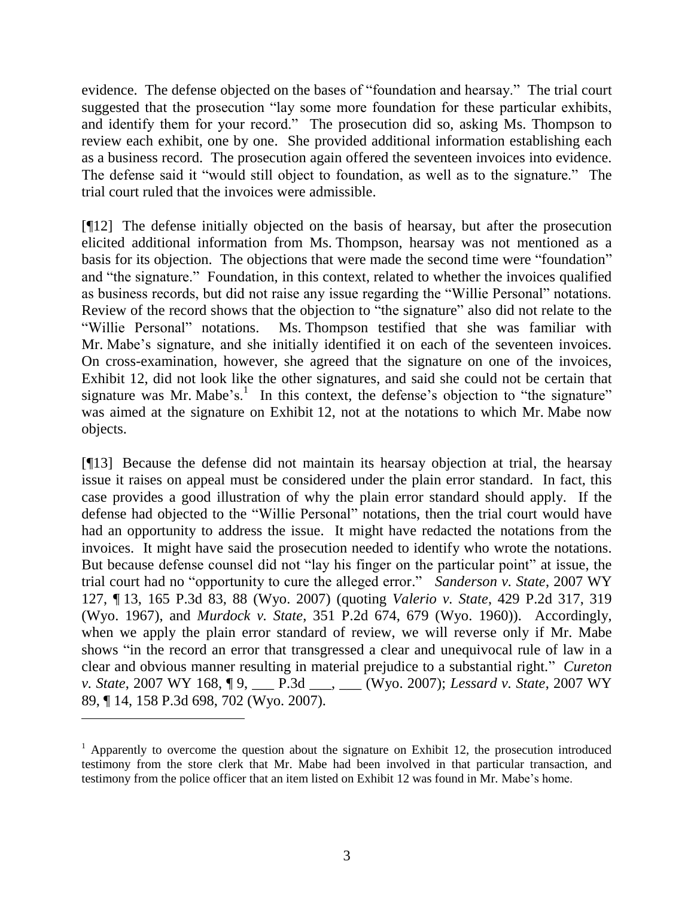evidence. The defense objected on the bases of "foundation and hearsay." The trial court suggested that the prosecution "lay some more foundation for these particular exhibits, and identify them for your record." The prosecution did so, asking Ms. Thompson to review each exhibit, one by one. She provided additional information establishing each as a business record. The prosecution again offered the seventeen invoices into evidence. The defense said it "would still object to foundation, as well as to the signature." The trial court ruled that the invoices were admissible.

[¶12] The defense initially objected on the basis of hearsay, but after the prosecution elicited additional information from Ms. Thompson, hearsay was not mentioned as a basis for its objection. The objections that were made the second time were "foundation" and "the signature." Foundation, in this context, related to whether the invoices qualified as business records, but did not raise any issue regarding the "Willie Personal" notations. Review of the record shows that the objection to "the signature" also did not relate to the "Willie Personal" notations. Ms. Thompson testified that she was familiar with Mr. Mabe's signature, and she initially identified it on each of the seventeen invoices. On cross-examination, however, she agreed that the signature on one of the invoices, Exhibit 12, did not look like the other signatures, and said she could not be certain that signature was Mr. Mabe's.[1] In this context, the defense's objection to "the signature" was aimed at the signature on Exhibit 12, not at the notations to which Mr. Mabe now objects.

[¶13] Because the defense did not maintain its hearsay objection at trial, the hearsay issue it raises on appeal must be considered under the plain error standard. In fact, this case provides a good illustration of why the plain error standard should apply. If the defense had objected to the "Willie Personal" notations, then the trial court would have had an opportunity to address the issue. It might have redacted the notations from the invoices. It might have said the prosecution needed to identify who wrote the notations. But because defense counsel did not "lay his finger on the particular point" at issue, the trial court had no "opportunity to cure the alleged error." *Sanderson v. State*, 2007 WY 127, ¶ 13, 165 P.3d 83, 88 (Wyo. 2007) (quoting *Valerio v. State*, 429 P.2d 317, 319 (Wyo. 1967), and *Murdock v. State*, 351 P.2d 674, 679 (Wyo. 1960)). Accordingly, when we apply the plain error standard of review, we will reverse only if Mr. Mabe shows "in the record an error that transgressed a clear and unequivocal rule of law in a clear and obvious manner resulting in material prejudice to a substantial right." *Cureton v. State*, 2007 WY 168, ¶ 9, ___ P.3d ___, ___ (Wyo. 2007); *Lessard v. State*, 2007 WY 89, ¶ 14, 158 P.3d 698, 702 (Wyo. 2007).

---

[1] Apparently to overcome the question about the signature on Exhibit 12, the prosecution introduced testimony from the store clerk that Mr. Mabe had been involved in that particular transaction, and testimony from the police officer that an item listed on Exhibit 12 was found in Mr. Mabe's home.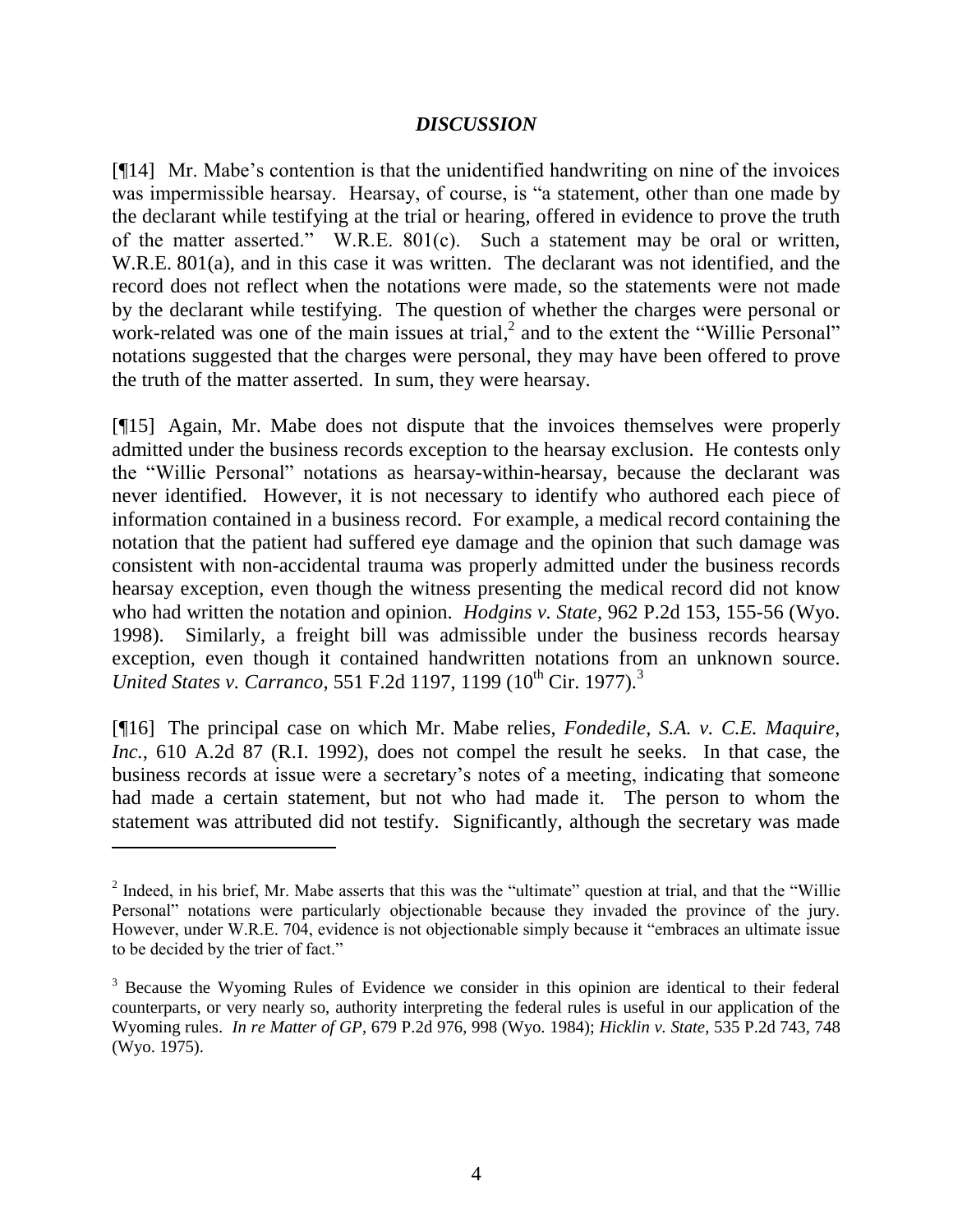## *DISCUSSION*

[¶14] Mr. Mabe's contention is that the unidentified handwriting on nine of the invoices was impermissible hearsay. Hearsay, of course, is "a statement, other than one made by the declarant while testifying at the trial or hearing, offered in evidence to prove the truth of the matter asserted." W.R.E. 801(c). Such a statement may be oral or written, W.R.E. 801(a), and in this case it was written. The declarant was not identified, and the record does not reflect when the notations were made, so the statements were not made by the declarant while testifying. The question of whether the charges were personal or work-related was one of the main issues at trial,[2] and to the extent the "Willie Personal" notations suggested that the charges were personal, they may have been offered to prove the truth of the matter asserted. In sum, they were hearsay.

[¶15] Again, Mr. Mabe does not dispute that the invoices themselves were properly admitted under the business records exception to the hearsay exclusion. He contests only the "Willie Personal" notations as hearsay-within-hearsay, because the declarant was never identified. However, it is not necessary to identify who authored each piece of information contained in a business record. For example, a medical record containing the notation that the patient had suffered eye damage and the opinion that such damage was consistent with non-accidental trauma was properly admitted under the business records hearsay exception, even though the witness presenting the medical record did not know who had written the notation and opinion. *Hodgins v. State*, 962 P.2d 153, 155-56 (Wyo. 1998). Similarly, a freight bill was admissible under the business records hearsay exception, even though it contained handwritten notations from an unknown source. *United States v. Carranco*, 551 F.2d 1197, 1199 (10th Cir. 1977).[3]

[¶16] The principal case on which Mr. Mabe relies, *Fondedile, S.A. v. C.E. Maquire, Inc.*, 610 A.2d 87 (R.I. 1992), does not compel the result he seeks. In that case, the business records at issue were a secretary's notes of a meeting, indicating that someone had made a certain statement, but not who had made it. The person to whom the statement was attributed did not testify. Significantly, although the secretary was made

---

[2] Indeed, in his brief, Mr. Mabe asserts that this was the "ultimate" question at trial, and that the "Willie Personal" notations were particularly objectionable because they invaded the province of the jury. However, under W.R.E. 704, evidence is not objectionable simply because it "embraces an ultimate issue to be decided by the trier of fact."

[3] Because the Wyoming Rules of Evidence we consider in this opinion are identical to their federal counterparts, or very nearly so, authority interpreting the federal rules is useful in our application of the Wyoming rules. *In re Matter of GP*, 679 P.2d 976, 998 (Wyo. 1984); *Hicklin v. State*, 535 P.2d 743, 748 (Wyo. 1975).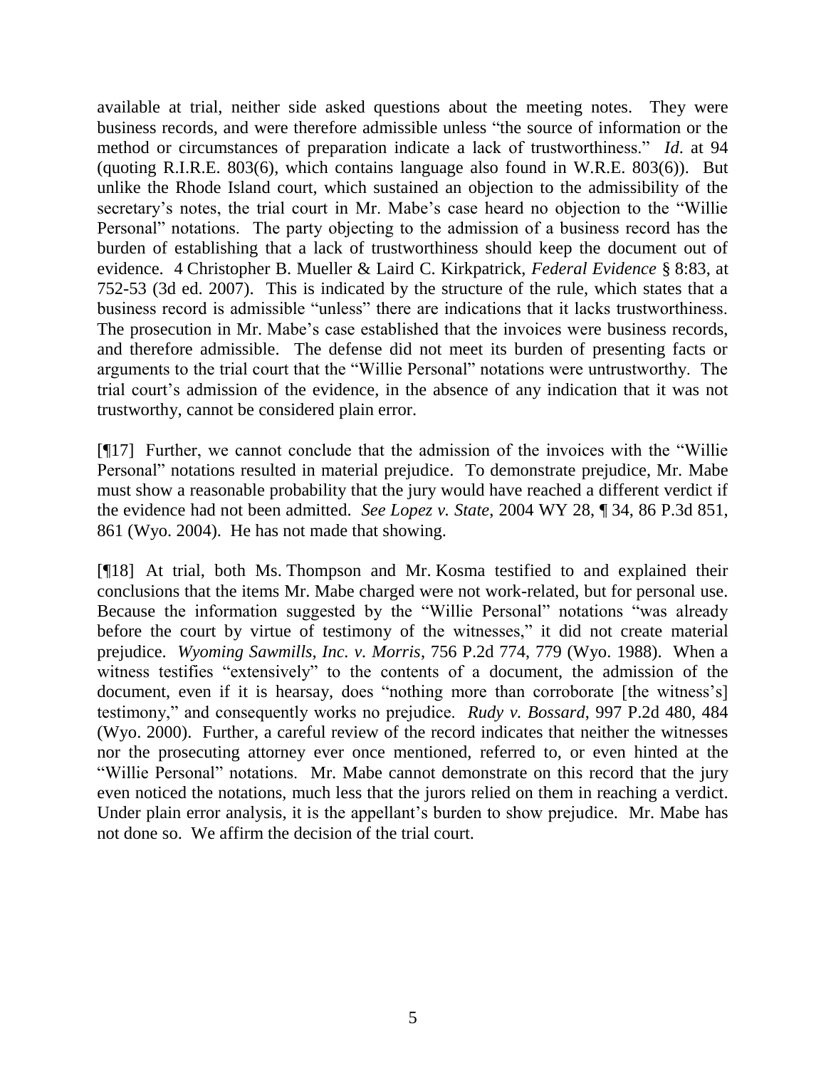available at trial, neither side asked questions about the meeting notes. They were business records, and were therefore admissible unless "the source of information or the method or circumstances of preparation indicate a lack of trustworthiness." *Id*. at 94 (quoting R.I.R.E. 803(6), which contains language also found in W.R.E. 803(6)). But unlike the Rhode Island court, which sustained an objection to the admissibility of the secretary's notes, the trial court in Mr. Mabe's case heard no objection to the "Willie Personal" notations. The party objecting to the admission of a business record has the burden of establishing that a lack of trustworthiness should keep the document out of evidence. 4 Christopher B. Mueller & Laird C. Kirkpatrick, *Federal Evidence* § 8:83, at 752-53 (3d ed. 2007). This is indicated by the structure of the rule, which states that a business record is admissible "unless" there are indications that it lacks trustworthiness. The prosecution in Mr. Mabe's case established that the invoices were business records, and therefore admissible. The defense did not meet its burden of presenting facts or arguments to the trial court that the "Willie Personal" notations were untrustworthy. The trial court's admission of the evidence, in the absence of any indication that it was not trustworthy, cannot be considered plain error.

[¶17] Further, we cannot conclude that the admission of the invoices with the "Willie Personal" notations resulted in material prejudice. To demonstrate prejudice, Mr. Mabe must show a reasonable probability that the jury would have reached a different verdict if the evidence had not been admitted. *See Lopez v. State*, 2004 WY 28, ¶ 34, 86 P.3d 851, 861 (Wyo. 2004). He has not made that showing.

[¶18] At trial, both Ms. Thompson and Mr. Kosma testified to and explained their conclusions that the items Mr. Mabe charged were not work-related, but for personal use. Because the information suggested by the "Willie Personal" notations "was already before the court by virtue of testimony of the witnesses," it did not create material prejudice. *Wyoming Sawmills, Inc. v. Morris*, 756 P.2d 774, 779 (Wyo. 1988). When a witness testifies "extensively" to the contents of a document, the admission of the document, even if it is hearsay, does "nothing more than corroborate [the witness's] testimony," and consequently works no prejudice. *Rudy v. Bossard*, 997 P.2d 480, 484 (Wyo. 2000). Further, a careful review of the record indicates that neither the witnesses nor the prosecuting attorney ever once mentioned, referred to, or even hinted at the "Willie Personal" notations. Mr. Mabe cannot demonstrate on this record that the jury even noticed the notations, much less that the jurors relied on them in reaching a verdict. Under plain error analysis, it is the appellant's burden to show prejudice. Mr. Mabe has not done so. We affirm the decision of the trial court.